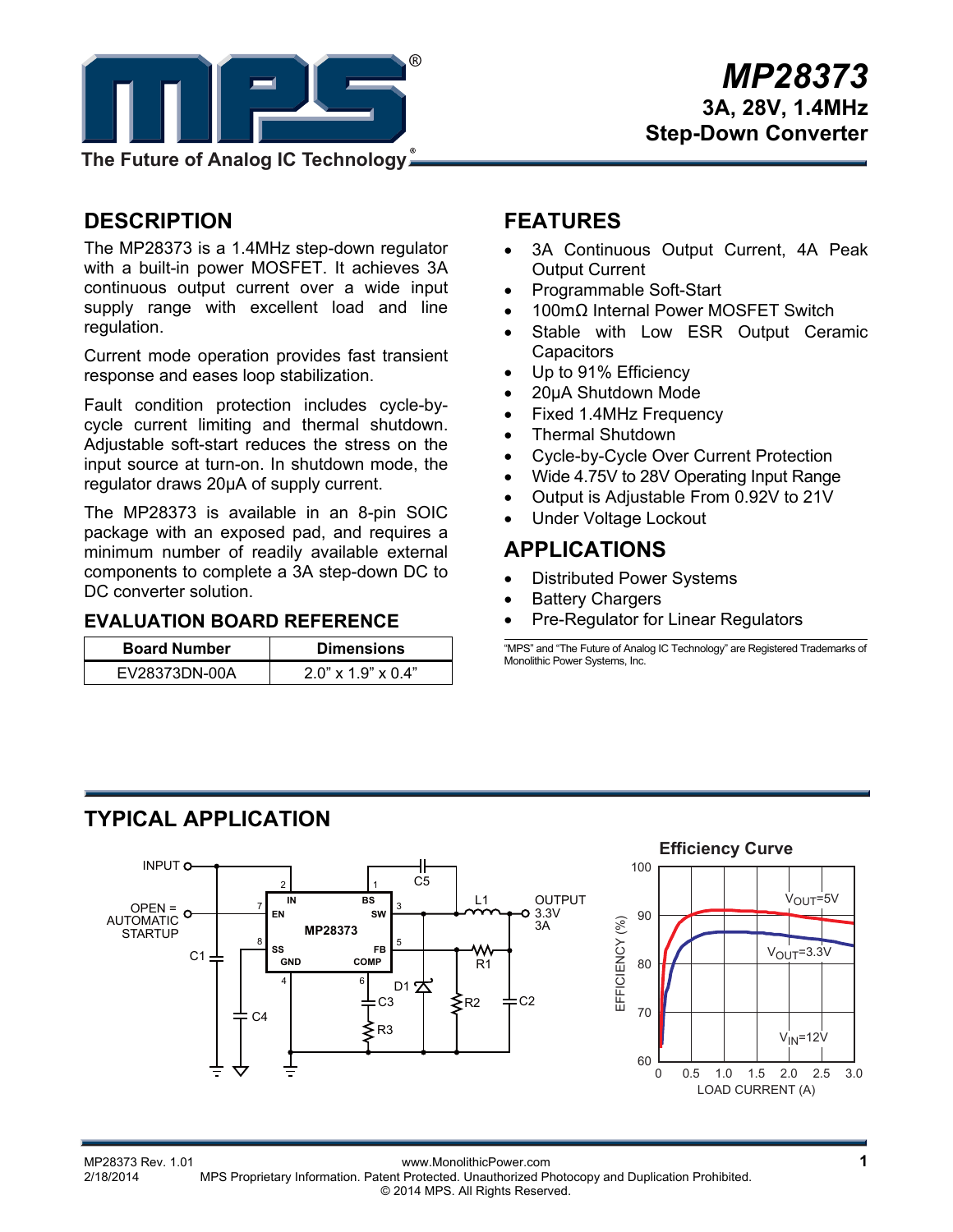# MP28373

## 3A, 28V, 1.4MHz Step-Down Converter

## DESCRIPTION

The MP28373 is a 1.4MHz step-down regulator with a built-in power MOSFET. It achieves 3A continuous output current over a wide input supply range with excellent load and line regulation.

Current mode operation provides fast transient response and eases loop stabilization.

Fault condition protection includes cycle-by-cycle current limiting and thermal shutdown. Adjustable soft-start reduces the stress on the input source at turn-on. In shutdown mode, the regulator draws 20µA of supply current.

The MP28373 is available in an 8-pin SOIC package with an exposed pad, and requires a minimum number of readily available external components to complete a 3A step-down DC to DC converter solution.

### EVALUATION BOARD REFERENCE

| Board Number | Dimensions |
|---|---|
| EV28373DN-00A | 2.0" x 1.9" x 0.4" |

## FEATURES

- 3A Continuous Output Current, 4A Peak Output Current
- Programmable Soft-Start
- 100mΩ Internal Power MOSFET Switch
- Stable with Low ESR Output Ceramic Capacitors
- Up to 91% Efficiency
- 20µA Shutdown Mode
- Fixed 1.4MHz Frequency
- Thermal Shutdown
- Cycle-by-Cycle Over Current Protection
- Wide 4.75V to 28V Operating Input Range
- Output is Adjustable From 0.92V to 21V
- Under Voltage Lockout

## APPLICATIONS

- Distributed Power Systems
- Battery Chargers
- Pre-Regulator for Linear Regulators

"MPS" and "The Future of Analog IC Technology" are Registered Trademarks of Monolithic Power Systems, Inc.

## TYPICAL APPLICATION

INPUT; OPEN = AUTOMATIC STARTUP; MP28373 (pins: 2 IN, 7 EN, 8 SS, 4 GND, 1 BS, 3 SW, 5 FB, 6 COMP); C1, C2, C3, C4, C5, L1, D1, R1, R2, R3; OUTPUT 3.3V 3A

**Efficiency Curve**

EFFICIENCY (%) vs. LOAD CURRENT (A); $V_{OUT}$=5V; $V_{OUT}$=3.3V; $V_{IN}$=12V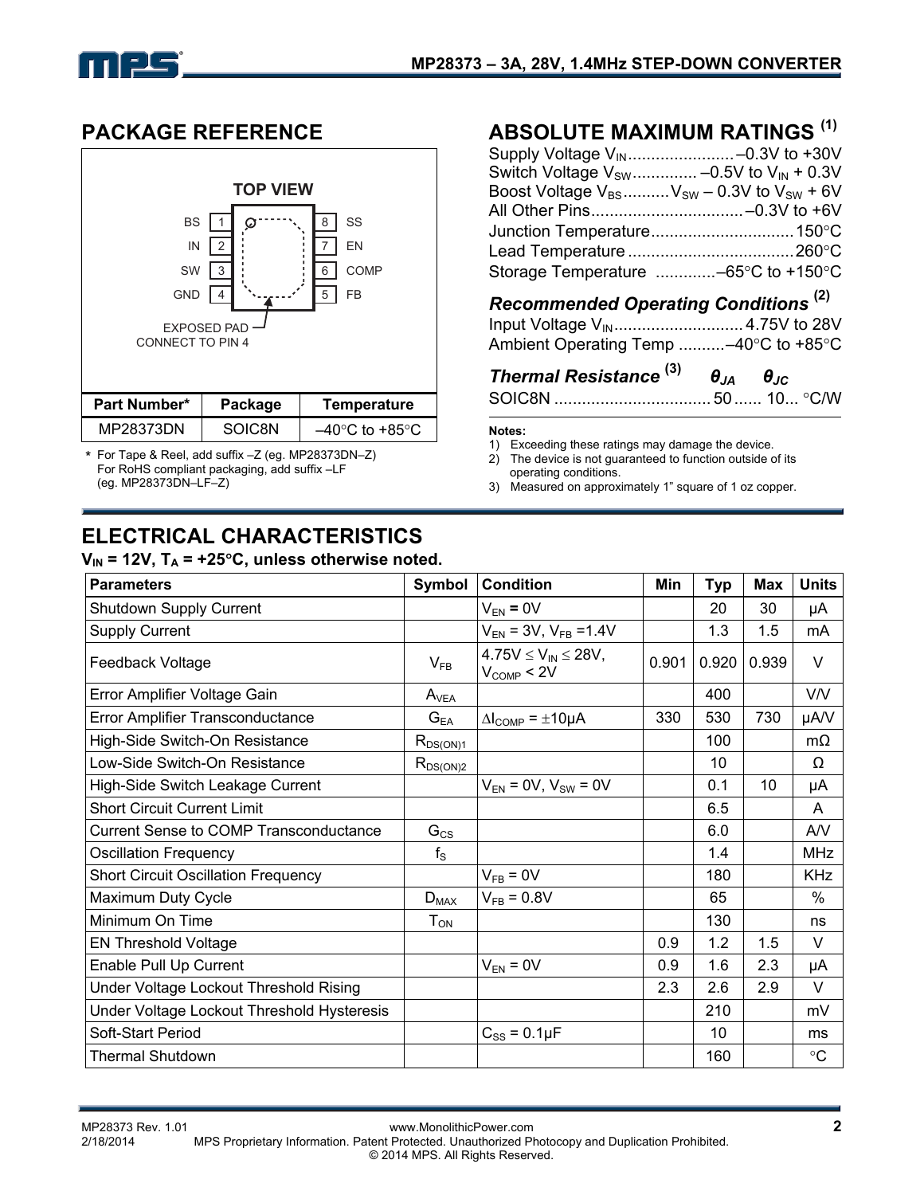## PACKAGE REFERENCE

TOP VIEW

| Pin | Name | | Pin | Name |
|---|---|---|---|---|
| 1 | BS | | 8 | SS |
| 2 | IN | | 7 | EN |
| 3 | SW | | 6 | COMP |
| 4 | GND | | 5 | FB |

EXPOSED PAD CONNECT TO PIN 4

| Part Number* | Package | Temperature |
|---|---|---|
| MP28373DN | SOIC8N | –40°C to +85°C |

\* For Tape & Reel, add suffix –Z (eg. MP28373DN–Z)
For RoHS compliant packaging, add suffix –LF (eg. MP28373DN–LF–Z)

## ABSOLUTE MAXIMUM RATINGS [1]

Supply Voltage $V_{IN}$ ....................... –0.3V to +30V
Switch Voltage $V_{SW}$ .............. –0.5V to $V_{IN}$ + 0.3V
Boost Voltage $V_{BS}$ .......... $V_{SW}$ – 0.3V to $V_{SW}$ + 6V
All Other Pins ................................. –0.3V to +6V
Junction Temperature ............................... 150°C
Lead Temperature .................................... 260°C
Storage Temperature ............. –65°C to +150°C

### *Recommended Operating Conditions* [2]

Input Voltage $V_{IN}$ ............................ 4.75V to 28V
Ambient Operating Temp .......... –40°C to +85°C

### *Thermal Resistance* [3] $\theta_{JA}$ $\theta_{JC}$

SOIC8N .................................. 50 ...... 10... °C/W

**Notes:**
1) Exceeding these ratings may damage the device.
2) The device is not guaranteed to function outside of its operating conditions.
3) Measured on approximately 1" square of 1 oz copper.

## ELECTRICAL CHARACTERISTICS

**$V_{IN}$ = 12V, $T_A$ = +25°C, unless otherwise noted.**

| Parameters | Symbol | Condition | Min | Typ | Max | Units |
|---|---|---|---|---|---|---|
| Shutdown Supply Current | | $V_{EN}$ = 0V | | 20 | 30 | μA |
| Supply Current | | $V_{EN}$ = 3V, $V_{FB}$ =1.4V | | 1.3 | 1.5 | mA |
| Feedback Voltage | $V_{FB}$ | 4.75V ≤ $V_{IN}$ ≤ 28V, $V_{COMP}$ < 2V | 0.901 | 0.920 | 0.939 | V |
| Error Amplifier Voltage Gain | $A_{VEA}$ | | | 400 | | V/V |
| Error Amplifier Transconductance | $G_{EA}$ | $\Delta I_{COMP}$ = ±10μA | 330 | 530 | 730 | μA/V |
| High-Side Switch-On Resistance | $R_{DS(ON)1}$ | | | 100 | | mΩ |
| Low-Side Switch-On Resistance | $R_{DS(ON)2}$ | | | 10 | | Ω |
| High-Side Switch Leakage Current | | $V_{EN}$ = 0V, $V_{SW}$ = 0V | | 0.1 | 10 | μA |
| Short Circuit Current Limit | | | | 6.5 | | A |
| Current Sense to COMP Transconductance | $G_{CS}$ | | | 6.0 | | A/V |
| Oscillation Frequency | $f_S$ | | | 1.4 | | MHz |
| Short Circuit Oscillation Frequency | | $V_{FB}$ = 0V | | 180 | | KHz |
| Maximum Duty Cycle | $D_{MAX}$ | $V_{FB}$ = 0.8V | | 65 | | % |
| Minimum On Time | $T_{ON}$ | | | 130 | | ns |
| EN Threshold Voltage | | | 0.9 | 1.2 | 1.5 | V |
| Enable Pull Up Current | | $V_{EN}$ = 0V | 0.9 | 1.6 | 2.3 | μA |
| Under Voltage Lockout Threshold Rising | | | 2.3 | 2.6 | 2.9 | V |
| Under Voltage Lockout Threshold Hysteresis | | | | 210 | | mV |
| Soft-Start Period | | $C_{SS}$ = 0.1μF | | 10 | | ms |
| Thermal Shutdown | | | | 160 | | °C |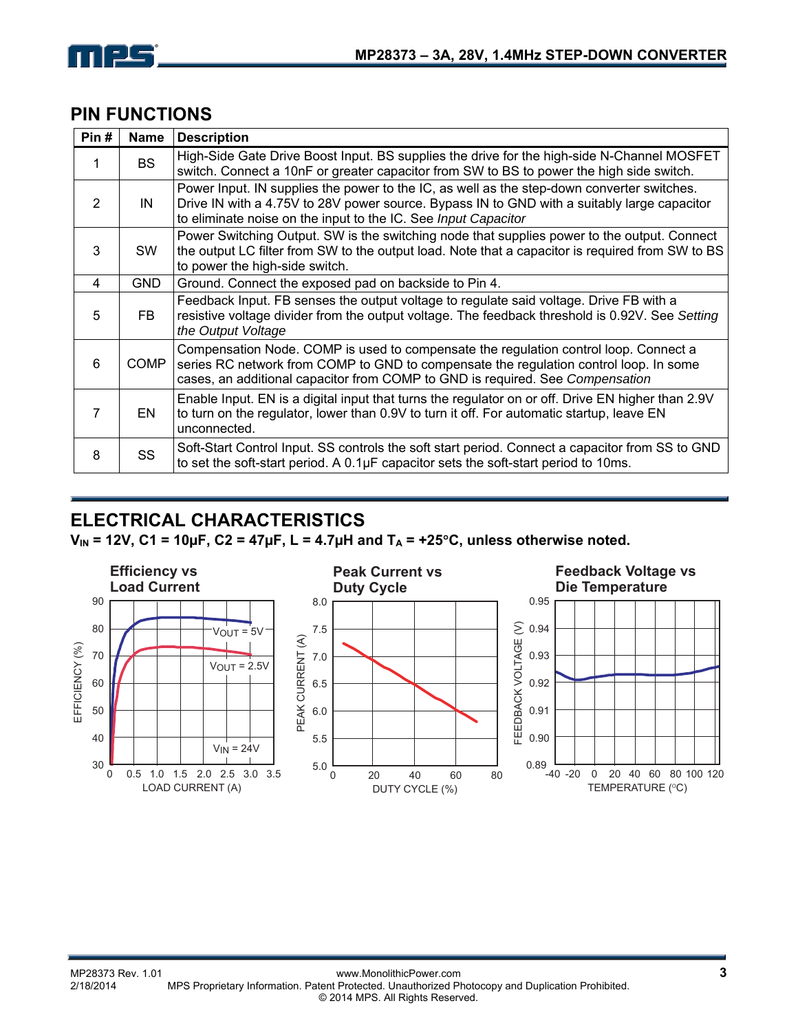## PIN FUNCTIONS

| Pin # | Name | Description |
|---|---|---|
| 1 | BS | High-Side Gate Drive Boost Input. BS supplies the drive for the high-side N-Channel MOSFET switch. Connect a 10nF or greater capacitor from SW to BS to power the high side switch. |
| 2 | IN | Power Input. IN supplies the power to the IC, as well as the step-down converter switches. Drive IN with a 4.75V to 28V power source. Bypass IN to GND with a suitably large capacitor to eliminate noise on the input to the IC. See *Input Capacitor* |
| 3 | SW | Power Switching Output. SW is the switching node that supplies power to the output. Connect the output LC filter from SW to the output load. Note that a capacitor is required from SW to BS to power the high-side switch. |
| 4 | GND | Ground. Connect the exposed pad on backside to Pin 4. |
| 5 | FB | Feedback Input. FB senses the output voltage to regulate said voltage. Drive FB with a resistive voltage divider from the output voltage. The feedback threshold is 0.92V. See *Setting the Output Voltage* |
| 6 | COMP | Compensation Node. COMP is used to compensate the regulation control loop. Connect a series RC network from COMP to GND to compensate the regulation control loop. In some cases, an additional capacitor from COMP to GND is required. See *Compensation* |
| 7 | EN | Enable Input. EN is a digital input that turns the regulator on or off. Drive EN higher than 2.9V to turn on the regulator, lower than 0.9V to turn it off. For automatic startup, leave EN unconnected. |
| 8 | SS | Soft-Start Control Input. SS controls the soft start period. Connect a capacitor from SS to GND to set the soft-start period. A 0.1µF capacitor sets the soft-start period to 10ms. |

## ELECTRICAL CHARACTERISTICS

**$V_{IN}$ = 12V, C1 = 10µF, C2 = 47µF, L = 4.7µH and $T_A$ = +25°C, unless otherwise noted.**

**Efficiency vs Load Current**

**Peak Current vs Duty Cycle**

**Feedback Voltage vs Die Temperature**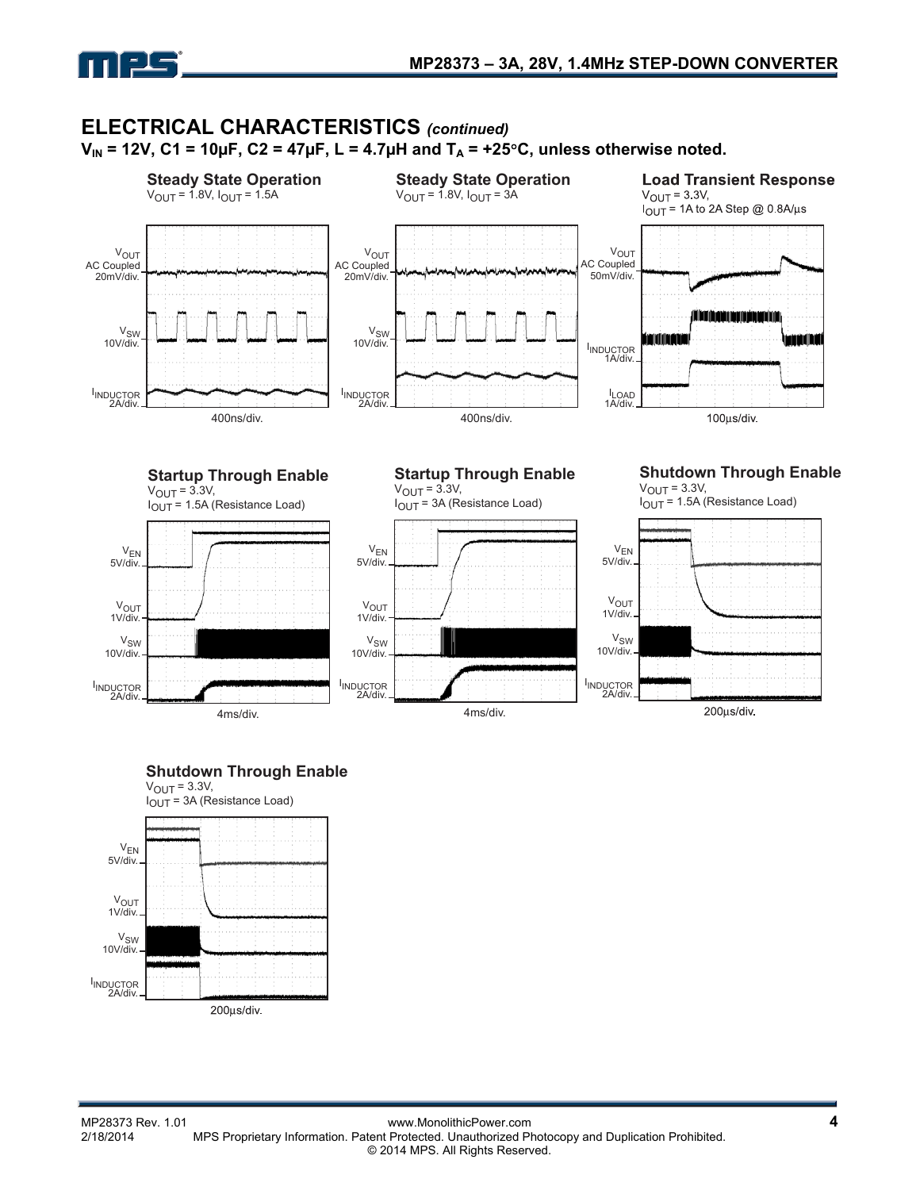## ELECTRICAL CHARACTERISTICS *(continued)*

**$V_{IN}$ = 12V, C1 = 10µF, C2 = 47µF, L = 4.7µH and $T_A$ = +25°C, unless otherwise noted.**

**Steady State Operation**
$V_{OUT}$ = 1.8V, $I_{OUT}$ = 1.5A

$V_{OUT}$ AC Coupled 20mV/div.
$V_{SW}$ 10V/div.
$I_{INDUCTOR}$ 2A/div.
400ns/div.

**Steady State Operation**
$V_{OUT}$ = 1.8V, $I_{OUT}$ = 3A

$V_{OUT}$ AC Coupled 20mV/div.
$V_{SW}$ 10V/div.
$I_{INDUCTOR}$ 2A/div.
400ns/div.

**Load Transient Response**
$V_{OUT}$ = 3.3V,
$I_{OUT}$ = 1A to 2A Step @ 0.8A/µs

$V_{OUT}$ AC Coupled 50mV/div.
$I_{INDUCTOR}$ 1A/div.
$I_{LOAD}$ 1A/div.
100µs/div.

**Startup Through Enable**
$V_{OUT}$ = 3.3V,
$I_{OUT}$ = 1.5A (Resistance Load)

$V_{EN}$ 5V/div.
$V_{OUT}$ 1V/div.
$V_{SW}$ 10V/div.
$I_{INDUCTOR}$ 2A/div.
4ms/div.

**Startup Through Enable**
$V_{OUT}$ = 3.3V,
$I_{OUT}$ = 3A (Resistance Load)

$V_{EN}$ 5V/div.
$V_{OUT}$ 1V/div.
$V_{SW}$ 10V/div.
$I_{INDUCTOR}$ 2A/div.
4ms/div.

**Shutdown Through Enable**
$V_{OUT}$ = 3.3V,
$I_{OUT}$ = 1.5A (Resistance Load)

$V_{EN}$ 5V/div.
$V_{OUT}$ 1V/div.
$V_{SW}$ 10V/div.
$I_{INDUCTOR}$ 2A/div.
200µs/div.

**Shutdown Through Enable**
$V_{OUT}$ = 3.3V,
$I_{OUT}$ = 3A (Resistance Load)

$V_{EN}$ 5V/div.
$V_{OUT}$ 1V/div.
$V_{SW}$ 10V/div.
$I_{INDUCTOR}$ 2A/div.
200µs/div.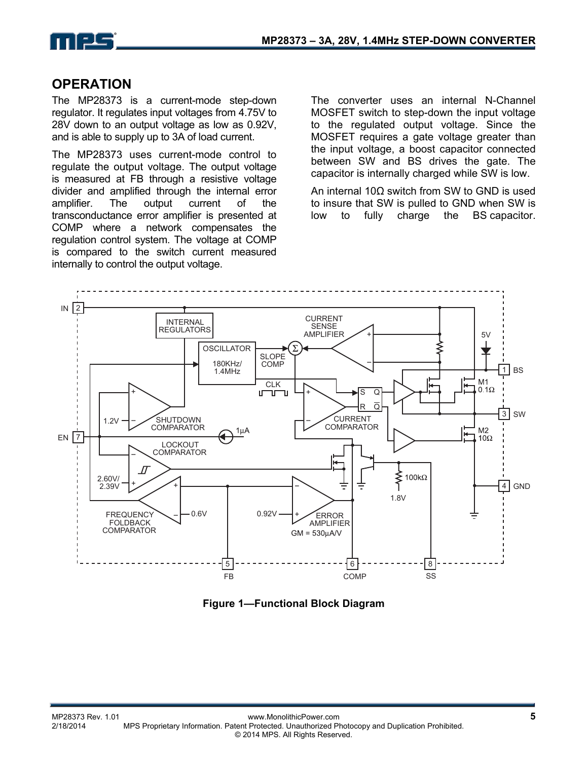## OPERATION

The MP28373 is a current-mode step-down regulator. It regulates input voltages from 4.75V to 28V down to an output voltage as low as 0.92V, and is able to supply up to 3A of load current.

The MP28373 uses current-mode control to regulate the output voltage. The output voltage is measured at FB through a resistive voltage divider and amplified through the internal error amplifier. The output current of the transconductance error amplifier is presented at COMP where a network compensates the regulation control system. The voltage at COMP is compared to the switch current measured internally to control the output voltage.

The converter uses an internal N-Channel MOSFET switch to step-down the input voltage to the regulated output voltage. Since the MOSFET requires a gate voltage greater than the input voltage, a boost capacitor connected between SW and BS drives the gate. The capacitor is internally charged while SW is low.

An internal 10Ω switch from SW to GND is used to insure that SW is pulled to GND when SW is low to fully charge the BS capacitor.

**Figure 1—Functional Block Diagram**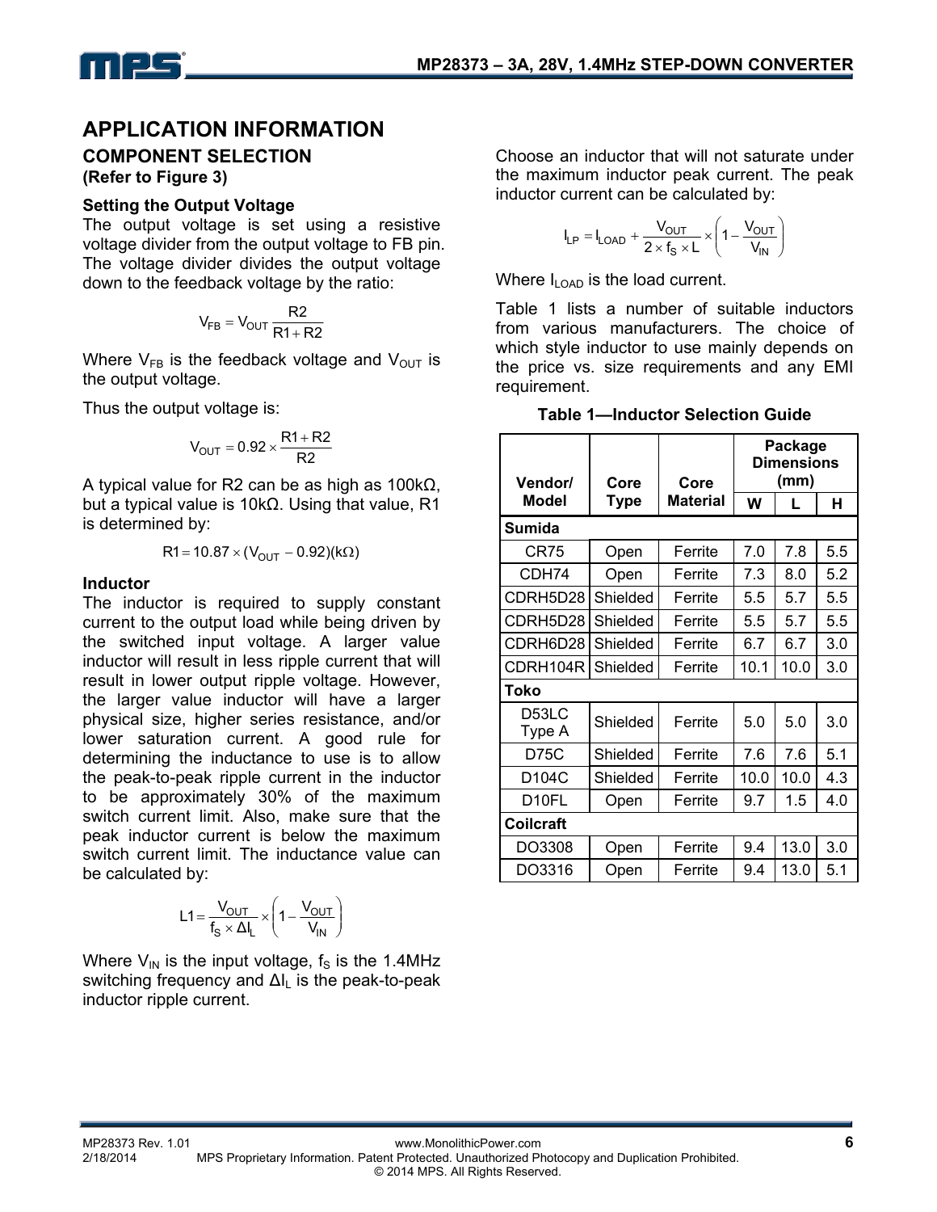## APPLICATION INFORMATION

### COMPONENT SELECTION

**(Refer to Figure 3)**

#### Setting the Output Voltage

The output voltage is set using a resistive voltage divider from the output voltage to FB pin. The voltage divider divides the output voltage down to the feedback voltage by the ratio:

$$V_{FB} = V_{OUT} \frac{R2}{R1 + R2}$$

Where $V_{FB}$ is the feedback voltage and $V_{OUT}$ is the output voltage.

Thus the output voltage is:

$$V_{OUT} = 0.92 \times \frac{R1 + R2}{R2}$$

A typical value for R2 can be as high as 100kΩ, but a typical value is 10kΩ. Using that value, R1 is determined by:

$$R1 = 10.87 \times (V_{OUT} - 0.92)(k\Omega)$$

#### Inductor

The inductor is required to supply constant current to the output load while being driven by the switched input voltage. A larger value inductor will result in less ripple current that will result in lower output ripple voltage. However, the larger value inductor will have a larger physical size, higher series resistance, and/or lower saturation current. A good rule for determining the inductance to use is to allow the peak-to-peak ripple current in the inductor to be approximately 30% of the maximum switch current limit. Also, make sure that the peak inductor current is below the maximum switch current limit. The inductance value can be calculated by:

$$L1 = \frac{V_{OUT}}{f_S \times \Delta I_L} \times \left(1 - \frac{V_{OUT}}{V_{IN}}\right)$$

Where $V_{IN}$ is the input voltage, $f_S$ is the 1.4MHz switching frequency and $\Delta I_L$ is the peak-to-peak inductor ripple current.

Choose an inductor that will not saturate under the maximum inductor peak current. The peak inductor current can be calculated by:

$$I_{LP} = I_{LOAD} + \frac{V_{OUT}}{2 \times f_S \times L} \times \left(1 - \frac{V_{OUT}}{V_{IN}}\right)$$

Where $I_{LOAD}$ is the load current.

Table 1 lists a number of suitable inductors from various manufacturers. The choice of which style inductor to use mainly depends on the price vs. size requirements and any EMI requirement.

**Table 1—Inductor Selection Guide**

| Vendor/ Model | Core Type | Core Material | Package Dimensions (mm) | | |
|---|---|---|---|---|---|
| | | | W | L | H |
| **Sumida** | | | | | |
| CR75 | Open | Ferrite | 7.0 | 7.8 | 5.5 |
| CDH74 | Open | Ferrite | 7.3 | 8.0 | 5.2 |
| CDRH5D28 | Shielded | Ferrite | 5.5 | 5.7 | 5.5 |
| CDRH5D28 | Shielded | Ferrite | 5.5 | 5.7 | 5.5 |
| CDRH6D28 | Shielded | Ferrite | 6.7 | 6.7 | 3.0 |
| CDRH104R | Shielded | Ferrite | 10.1 | 10.0 | 3.0 |
| **Toko** | | | | | |
| D53LC Type A | Shielded | Ferrite | 5.0 | 5.0 | 3.0 |
| D75C | Shielded | Ferrite | 7.6 | 7.6 | 5.1 |
| D104C | Shielded | Ferrite | 10.0 | 10.0 | 4.3 |
| D10FL | Open | Ferrite | 9.7 | 1.5 | 4.0 |
| **Coilcraft** | | | | | |
| DO3308 | Open | Ferrite | 9.4 | 13.0 | 3.0 |
| DO3316 | Open | Ferrite | 9.4 | 13.0 | 5.1 |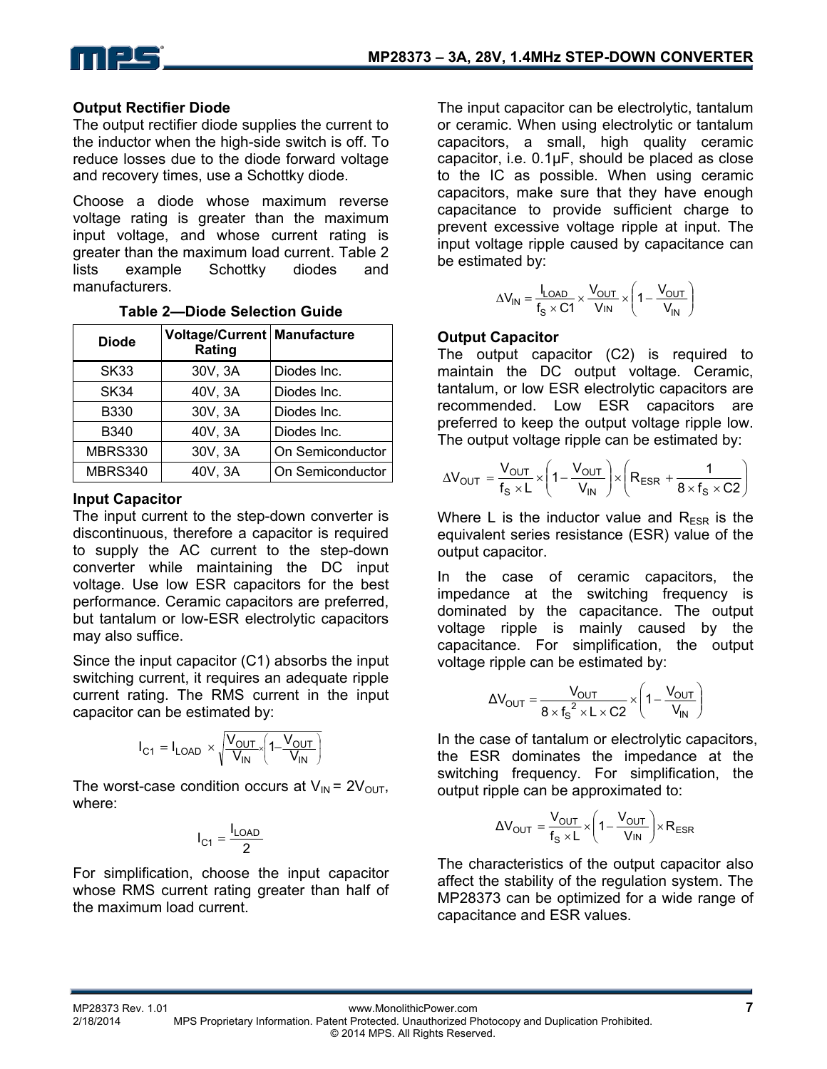### Output Rectifier Diode

The output rectifier diode supplies the current to the inductor when the high-side switch is off. To reduce losses due to the diode forward voltage and recovery times, use a Schottky diode.

Choose a diode whose maximum reverse voltage rating is greater than the maximum input voltage, and whose current rating is greater than the maximum load current. Table 2 lists example Schottky diodes and manufacturers.

**Table 2—Diode Selection Guide**

| Diode | Voltage/Current Rating | Manufacture |
|---|---|---|
| SK33 | 30V, 3A | Diodes Inc. |
| SK34 | 40V, 3A | Diodes Inc. |
| B330 | 30V, 3A | Diodes Inc. |
| B340 | 40V, 3A | Diodes Inc. |
| MBRS330 | 30V, 3A | On Semiconductor |
| MBRS340 | 40V, 3A | On Semiconductor |

### Input Capacitor

The input current to the step-down converter is discontinuous, therefore a capacitor is required to supply the AC current to the step-down converter while maintaining the DC input voltage. Use low ESR capacitors for the best performance. Ceramic capacitors are preferred, but tantalum or low-ESR electrolytic capacitors may also suffice.

Since the input capacitor (C1) absorbs the input switching current, it requires an adequate ripple current rating. The RMS current in the input capacitor can be estimated by:

$$I_{C1} = I_{LOAD} \times \sqrt{\frac{V_{OUT}}{V_{IN}} \times \left(1 - \frac{V_{OUT}}{V_{IN}}\right)}$$

The worst-case condition occurs at $V_{IN} = 2V_{OUT}$, where:

$$I_{C1} = \frac{I_{LOAD}}{2}$$

For simplification, choose the input capacitor whose RMS current rating greater than half of the maximum load current.

The input capacitor can be electrolytic, tantalum or ceramic. When using electrolytic or tantalum capacitors, a small, high quality ceramic capacitor, i.e. 0.1μF, should be placed as close to the IC as possible. When using ceramic capacitors, make sure that they have enough capacitance to provide sufficient charge to prevent excessive voltage ripple at input. The input voltage ripple caused by capacitance can be estimated by:

$$\Delta V_{IN} = \frac{I_{LOAD}}{f_S \times C1} \times \frac{V_{OUT}}{V_{IN}} \times \left(1 - \frac{V_{OUT}}{V_{IN}}\right)$$

### Output Capacitor

The output capacitor (C2) is required to maintain the DC output voltage. Ceramic, tantalum, or low ESR electrolytic capacitors are recommended. Low ESR capacitors are preferred to keep the output voltage ripple low. The output voltage ripple can be estimated by:

$$\Delta V_{OUT} = \frac{V_{OUT}}{f_S \times L} \times \left(1 - \frac{V_{OUT}}{V_{IN}}\right) \times \left(R_{ESR} + \frac{1}{8 \times f_S \times C2}\right)$$

Where L is the inductor value and $R_{ESR}$ is the equivalent series resistance (ESR) value of the output capacitor.

In the case of ceramic capacitors, the impedance at the switching frequency is dominated by the capacitance. The output voltage ripple is mainly caused by the capacitance. For simplification, the output voltage ripple can be estimated by:

$$\Delta V_{OUT} = \frac{V_{OUT}}{8 \times f_S^2 \times L \times C2} \times \left(1 - \frac{V_{OUT}}{V_{IN}}\right)$$

In the case of tantalum or electrolytic capacitors, the ESR dominates the impedance at the switching frequency. For simplification, the output ripple can be approximated to:

$$\Delta V_{OUT} = \frac{V_{OUT}}{f_S \times L} \times \left(1 - \frac{V_{OUT}}{V_{IN}}\right) \times R_{ESR}$$

The characteristics of the output capacitor also affect the stability of the regulation system. The MP28373 can be optimized for a wide range of capacitance and ESR values.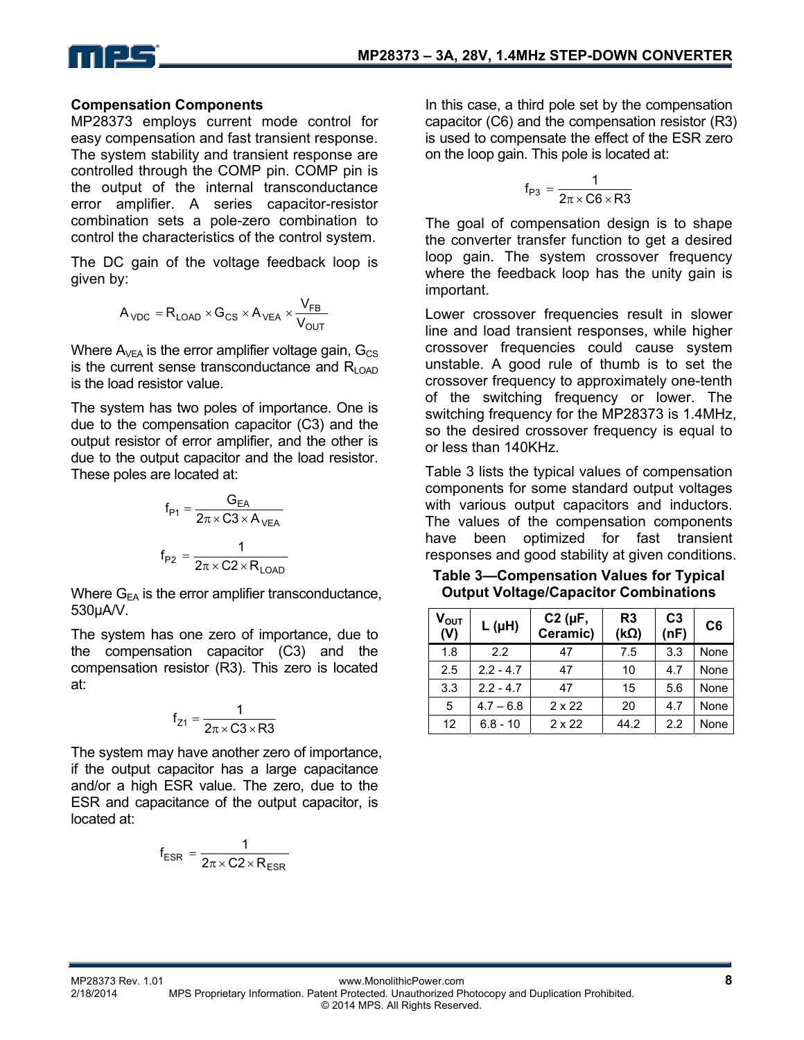### Compensation Components

MP28373 employs current mode control for easy compensation and fast transient response. The system stability and transient response are controlled through the COMP pin. COMP pin is the output of the internal transconductance error amplifier. A series capacitor-resistor combination sets a pole-zero combination to control the characteristics of the control system.

The DC gain of the voltage feedback loop is given by:

$$A_{VDC} = R_{LOAD} \times G_{CS} \times A_{VEA} \times \frac{V_{FB}}{V_{OUT}}$$

Where $A_{VEA}$ is the error amplifier voltage gain, $G_{CS}$ is the current sense transconductance and $R_{LOAD}$ is the load resistor value.

The system has two poles of importance. One is due to the compensation capacitor (C3) and the output resistor of error amplifier, and the other is due to the output capacitor and the load resistor. These poles are located at:

$$f_{P1} = \frac{G_{EA}}{2\pi \times C3 \times A_{VEA}}$$

$$f_{P2} = \frac{1}{2\pi \times C2 \times R_{LOAD}}$$

Where $G_{EA}$ is the error amplifier transconductance, 530μA/V.

The system has one zero of importance, due to the compensation capacitor (C3) and the compensation resistor (R3). This zero is located at:

$$f_{Z1} = \frac{1}{2\pi \times C3 \times R3}$$

The system may have another zero of importance, if the output capacitor has a large capacitance and/or a high ESR value. The zero, due to the ESR and capacitance of the output capacitor, is located at:

$$f_{ESR} = \frac{1}{2\pi \times C2 \times R_{ESR}}$$

In this case, a third pole set by the compensation capacitor (C6) and the compensation resistor (R3) is used to compensate the effect of the ESR zero on the loop gain. This pole is located at:

$$f_{P3} = \frac{1}{2\pi \times C6 \times R3}$$

The goal of compensation design is to shape the converter transfer function to get a desired loop gain. The system crossover frequency where the feedback loop has the unity gain is important.

Lower crossover frequencies result in slower line and load transient responses, while higher crossover frequencies could cause system unstable. A good rule of thumb is to set the crossover frequency to approximately one-tenth of the switching frequency or lower. The switching frequency for the MP28373 is 1.4MHz, so the desired crossover frequency is equal to or less than 140KHz.

Table 3 lists the typical values of compensation components for some standard output voltages with various output capacitors and inductors. The values of the compensation components have been optimized for fast transient responses and good stability at given conditions.

**Table 3—Compensation Values for Typical Output Voltage/Capacitor Combinations**

| $V_{OUT}$ (V) | L (μH) | C2 (μF, Ceramic) | R3 (kΩ) | C3 (nF) | C6 |
|---|---|---|---|---|---|
| 1.8 | 2.2 | 47 | 7.5 | 3.3 | None |
| 2.5 | 2.2 - 4.7 | 47 | 10 | 4.7 | None |
| 3.3 | 2.2 - 4.7 | 47 | 15 | 5.6 | None |
| 5 | 4.7 – 6.8 | 2 x 22 | 20 | 4.7 | None |
| 12 | 6.8 - 10 | 2 x 22 | 44.2 | 2.2 | None |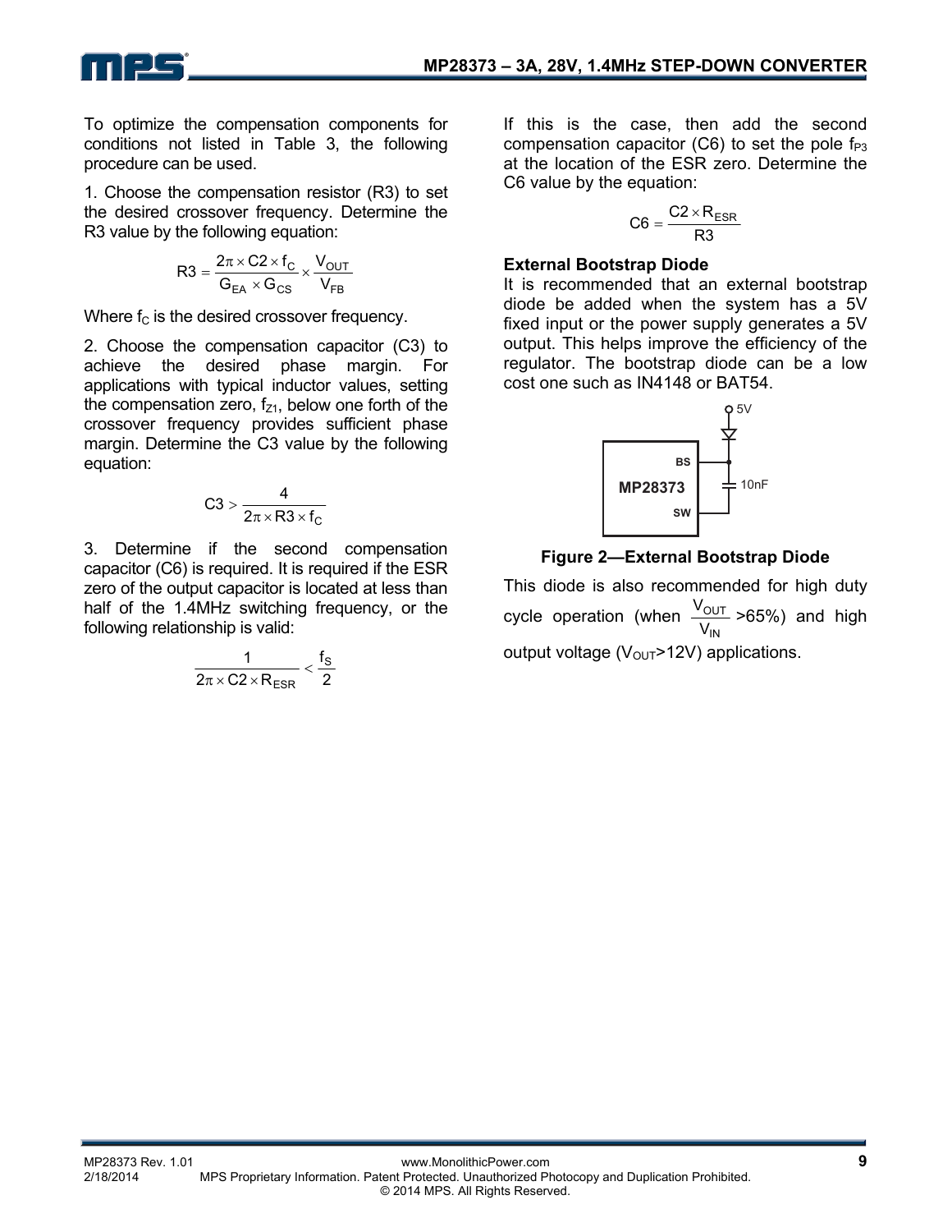To optimize the compensation components for conditions not listed in Table 3, the following procedure can be used.

1. Choose the compensation resistor (R3) to set the desired crossover frequency. Determine the R3 value by the following equation:

$$R3 = \frac{2\pi \times C2 \times f_C}{G_{EA} \times G_{CS}} \times \frac{V_{OUT}}{V_{FB}}$$

Where $f_C$ is the desired crossover frequency.

2. Choose the compensation capacitor (C3) to achieve the desired phase margin. For applications with typical inductor values, setting the compensation zero, $f_{Z1}$, below one forth of the crossover frequency provides sufficient phase margin. Determine the C3 value by the following equation:

$$C3 > \frac{4}{2\pi \times R3 \times f_C}$$

3. Determine if the second compensation capacitor (C6) is required. It is required if the ESR zero of the output capacitor is located at less than half of the 1.4MHz switching frequency, or the following relationship is valid:

$$\frac{1}{2\pi \times C2 \times R_{ESR}} < \frac{f_S}{2}$$

If this is the case, then add the second compensation capacitor (C6) to set the pole $f_{P3}$ at the location of the ESR zero. Determine the C6 value by the equation:

$$C6 = \frac{C2 \times R_{ESR}}{R3}$$

**External Bootstrap Diode**

It is recommended that an external bootstrap diode be added when the system has a 5V fixed input or the power supply generates a 5V output. This helps improve the efficiency of the regulator. The bootstrap diode can be a low cost one such as IN4148 or BAT54.

**Figure 2—External Bootstrap Diode**

This diode is also recommended for high duty cycle operation (when $\frac{V_{OUT}}{V_{IN}}$ >65%) and high output voltage ($V_{OUT}$>12V) applications.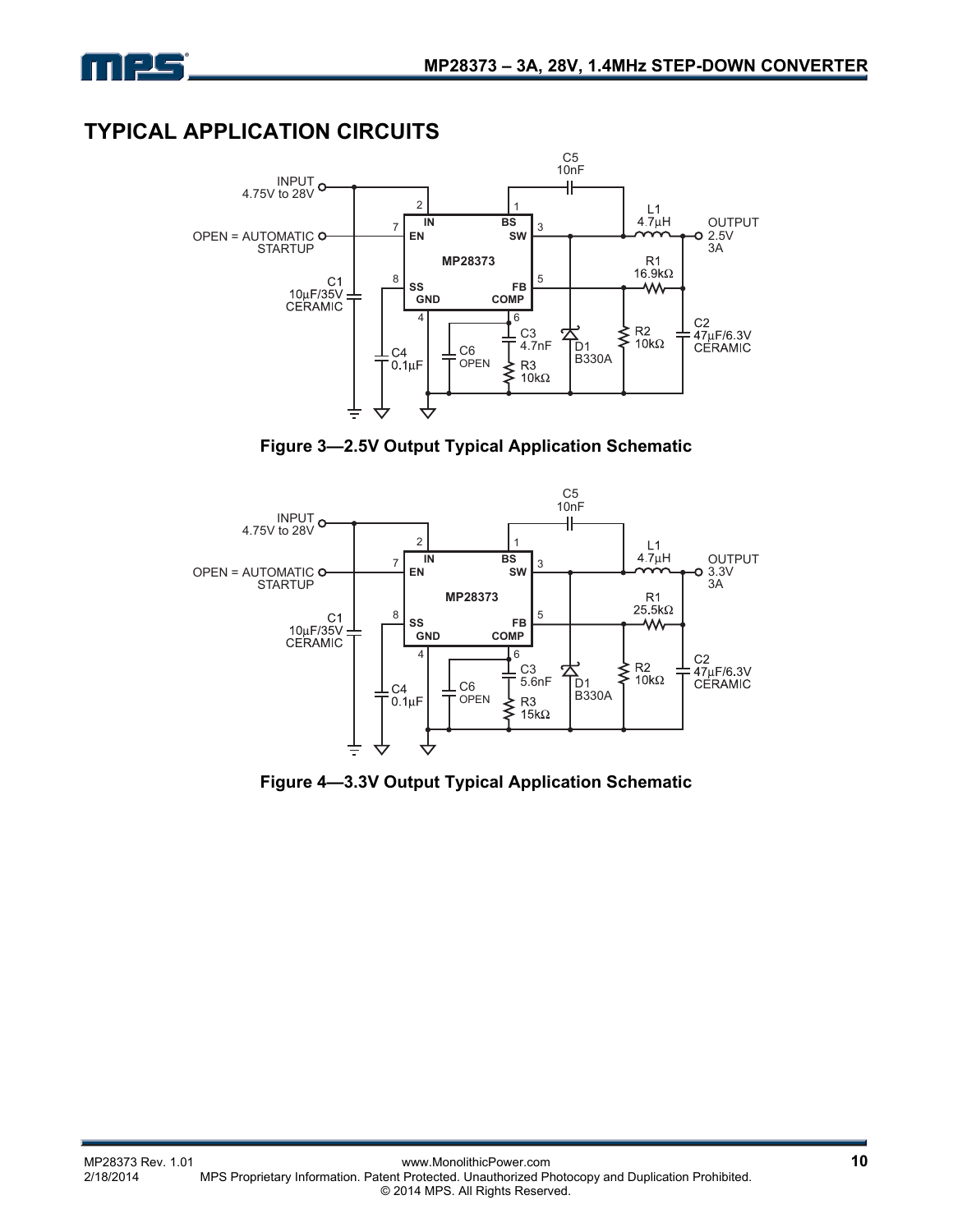## TYPICAL APPLICATION CIRCUITS

Figure 3—2.5V Output Typical Application Schematic

Figure 4—3.3V Output Typical Application Schematic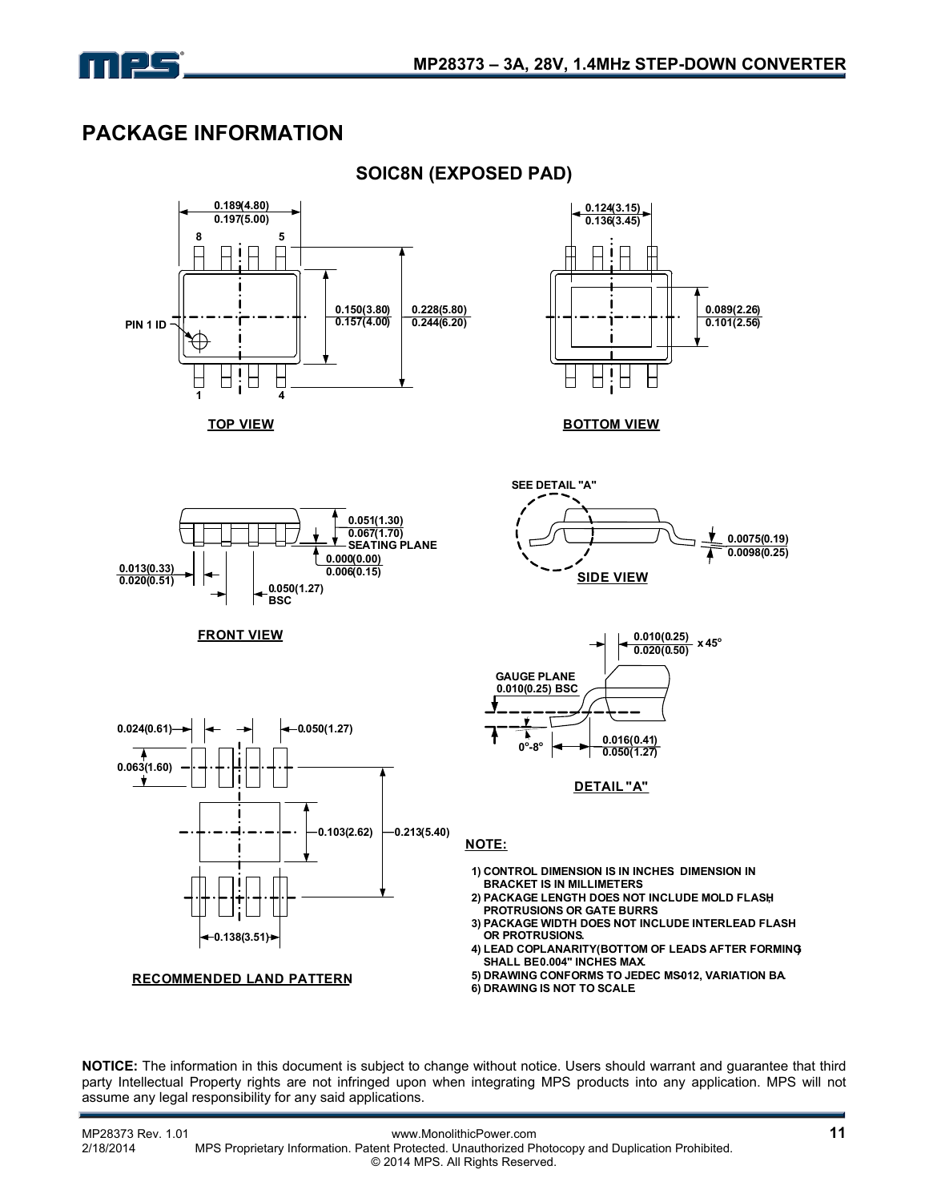# PACKAGE INFORMATION

## SOIC8N (EXPOSED PAD)

0.189(4.80)
0.197(5.00)

8 5

PIN 1 ID

0.150(3.80)
0.157(4.00)

0.228(5.80)
0.244(6.20)

1 4

**TOP VIEW**

0.124(3.15)
0.136(3.45)

0.089(2.26)
0.101(2.56)

**BOTTOM VIEW**

0.051(1.30)
0.067(1.70)
SEATING PLANE

0.000(0.00)
0.006(0.15)

0.013(0.33)
0.020(0.51)

0.050(1.27)
BSC

**FRONT VIEW**

SEE DETAIL "A"

0.0075(0.19)
0.0098(0.25)

**SIDE VIEW**

0.010(0.25)
0.020(0.50) x 45°

GAUGE PLANE
0.010(0.25) BSC

0°-8°

0.016(0.41)
0.050(1.27)

**DETAIL "A"**

0.024(0.61)

0.050(1.27)

0.063(1.60)

0.103(2.62)

0.213(5.40)

0.138(3.51)

**RECOMMENDED LAND PATTERN**

**NOTE:**

1) CONTROL DIMENSION IS IN INCHES. DIMENSION IN BRACKET IS IN MILLIMETERS.
2) PACKAGE LENGTH DOES NOT INCLUDE MOLD FLASH, PROTRUSIONS OR GATE BURRS.
3) PACKAGE WIDTH DOES NOT INCLUDE INTERLEAD FLASH OR PROTRUSIONS.
4) LEAD COPLANARITY (BOTTOM OF LEADS AFTER FORMING) SHALL BE 0.004" INCHES MAX.
5) DRAWING CONFORMS TO JEDEC MS-012, VARIATION BA.
6) DRAWING IS NOT TO SCALE.

**NOTICE:** The information in this document is subject to change without notice. Users should warrant and guarantee that third party Intellectual Property rights are not infringed upon when integrating MPS products into any application. MPS will not assume any legal responsibility for any said applications.